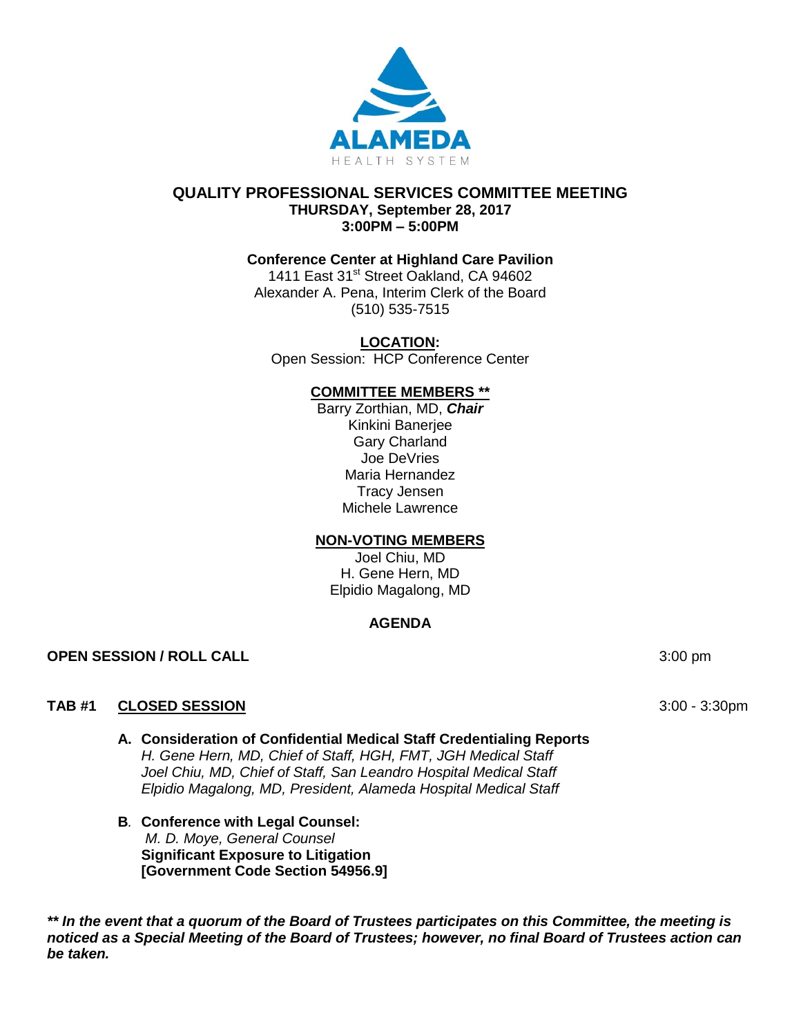ALAMEDA
HEALTH SYSTEM

# QUALITY PROFESSIONAL SERVICES COMMITTEE MEETING

**THURSDAY, September 28, 2017**
**3:00PM – 5:00PM**

**Conference Center at Highland Care Pavilion**
1411 East 31st Street Oakland, CA 94602
Alexander A. Pena, Interim Clerk of the Board
(510) 535-7515

**LOCATION:**
Open Session: HCP Conference Center

**COMMITTEE MEMBERS \*\***
Barry Zorthian, MD, ***Chair***
Kinkini Banerjee
Gary Charland
Joe DeVries
Maria Hernandez
Tracy Jensen
Michele Lawrence

**NON-VOTING MEMBERS**
Joel Chiu, MD
H. Gene Hern, MD
Elpidio Magalong, MD

## AGENDA

**OPEN SESSION / ROLL CALL** 3:00 pm

**TAB #1 CLOSED SESSION** 3:00 - 3:30pm

**A. Consideration of Confidential Medical Staff Credentialing Reports**
*H. Gene Hern, MD, Chief of Staff, HGH, FMT, JGH Medical Staff*
*Joel Chiu, MD, Chief of Staff, San Leandro Hospital Medical Staff*
*Elpidio Magalong, MD, President, Alameda Hospital Medical Staff*

**B. Conference with Legal Counsel:**
*M. D. Moye, General Counsel*
**Significant Exposure to Litigation**
**[Government Code Section 54956.9]**

***\*\* In the event that a quorum of the Board of Trustees participates on this Committee, the meeting is noticed as a Special Meeting of the Board of Trustees; however, no final Board of Trustees action can be taken.***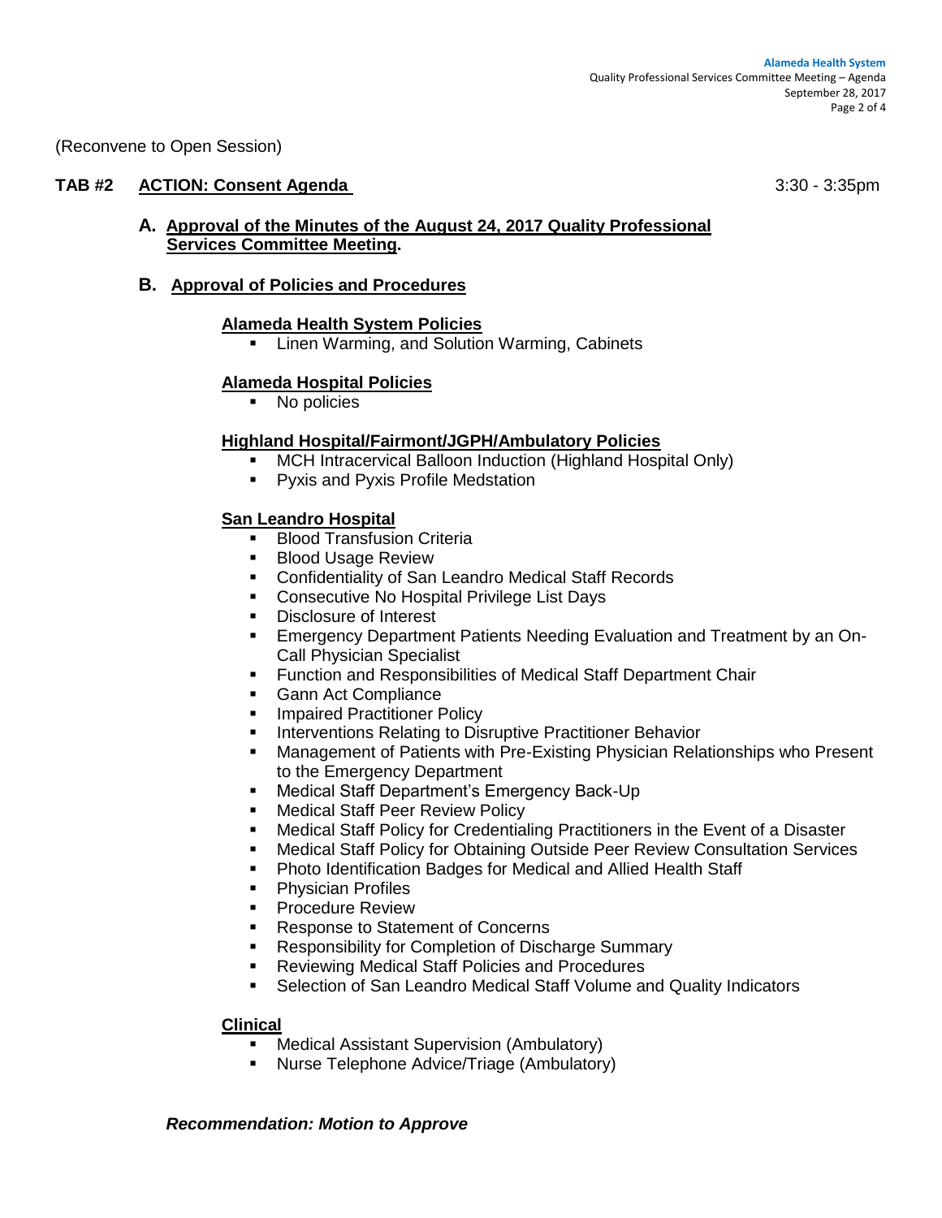(Reconvene to Open Session)

## TAB #2 ACTION: Consent Agenda 3:30 - 3:35pm

### A. Approval of the Minutes of the August 24, 2017 Quality Professional Services Committee Meeting.

### B. Approval of Policies and Procedures

**Alameda Health System Policies**

- Linen Warming, and Solution Warming, Cabinets

**Alameda Hospital Policies**

- No policies

**Highland Hospital/Fairmont/JGPH/Ambulatory Policies**

- MCH Intracervical Balloon Induction (Highland Hospital Only)
- Pyxis and Pyxis Profile Medstation

**San Leandro Hospital**

- Blood Transfusion Criteria
- Blood Usage Review
- Confidentiality of San Leandro Medical Staff Records
- Consecutive No Hospital Privilege List Days
- Disclosure of Interest
- Emergency Department Patients Needing Evaluation and Treatment by an On-Call Physician Specialist
- Function and Responsibilities of Medical Staff Department Chair
- Gann Act Compliance
- Impaired Practitioner Policy
- Interventions Relating to Disruptive Practitioner Behavior
- Management of Patients with Pre-Existing Physician Relationships who Present to the Emergency Department
- Medical Staff Department's Emergency Back-Up
- Medical Staff Peer Review Policy
- Medical Staff Policy for Credentialing Practitioners in the Event of a Disaster
- Medical Staff Policy for Obtaining Outside Peer Review Consultation Services
- Photo Identification Badges for Medical and Allied Health Staff
- Physician Profiles
- Procedure Review
- Response to Statement of Concerns
- Responsibility for Completion of Discharge Summary
- Reviewing Medical Staff Policies and Procedures
- Selection of San Leandro Medical Staff Volume and Quality Indicators

**Clinical**

- Medical Assistant Supervision (Ambulatory)
- Nurse Telephone Advice/Triage (Ambulatory)

***Recommendation: Motion to Approve***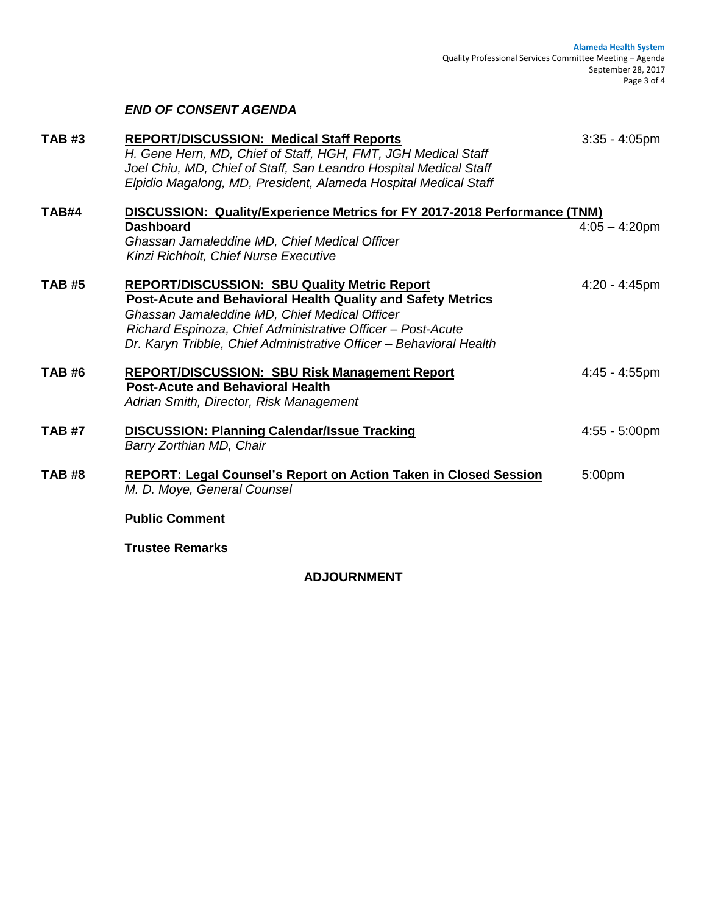***END OF CONSENT AGENDA***

| | | |
|---|---|---|
| **TAB #3** | **REPORT/DISCUSSION: Medical Staff Reports**<br>*H. Gene Hern, MD, Chief of Staff, HGH, FMT, JGH Medical Staff*<br>*Joel Chiu, MD, Chief of Staff, San Leandro Hospital Medical Staff*<br>*Elpidio Magalong, MD, President, Alameda Hospital Medical Staff* | 3:35 - 4:05pm |
| **TAB#4** | **DISCUSSION: Quality/Experience Metrics for FY 2017-2018 Performance (TNM) Dashboard**<br>*Ghassan Jamaleddine MD, Chief Medical Officer*<br>*Kinzi Richholt, Chief Nurse Executive* | 4:05 – 4:20pm |
| **TAB #5** | **REPORT/DISCUSSION: SBU Quality Metric Report**<br>**Post-Acute and Behavioral Health Quality and Safety Metrics**<br>*Ghassan Jamaleddine MD, Chief Medical Officer*<br>*Richard Espinoza, Chief Administrative Officer – Post-Acute*<br>*Dr. Karyn Tribble, Chief Administrative Officer – Behavioral Health* | 4:20 - 4:45pm |
| **TAB #6** | **REPORT/DISCUSSION: SBU Risk Management Report**<br>**Post-Acute and Behavioral Health**<br>*Adrian Smith, Director, Risk Management* | 4:45 - 4:55pm |
| **TAB #7** | **DISCUSSION: Planning Calendar/Issue Tracking**<br>*Barry Zorthian MD, Chair* | 4:55 - 5:00pm |
| **TAB #8** | **REPORT: Legal Counsel's Report on Action Taken in Closed Session**<br>*M. D. Moye, General Counsel* | 5:00pm |

**Public Comment**

**Trustee Remarks**

**ADJOURNMENT**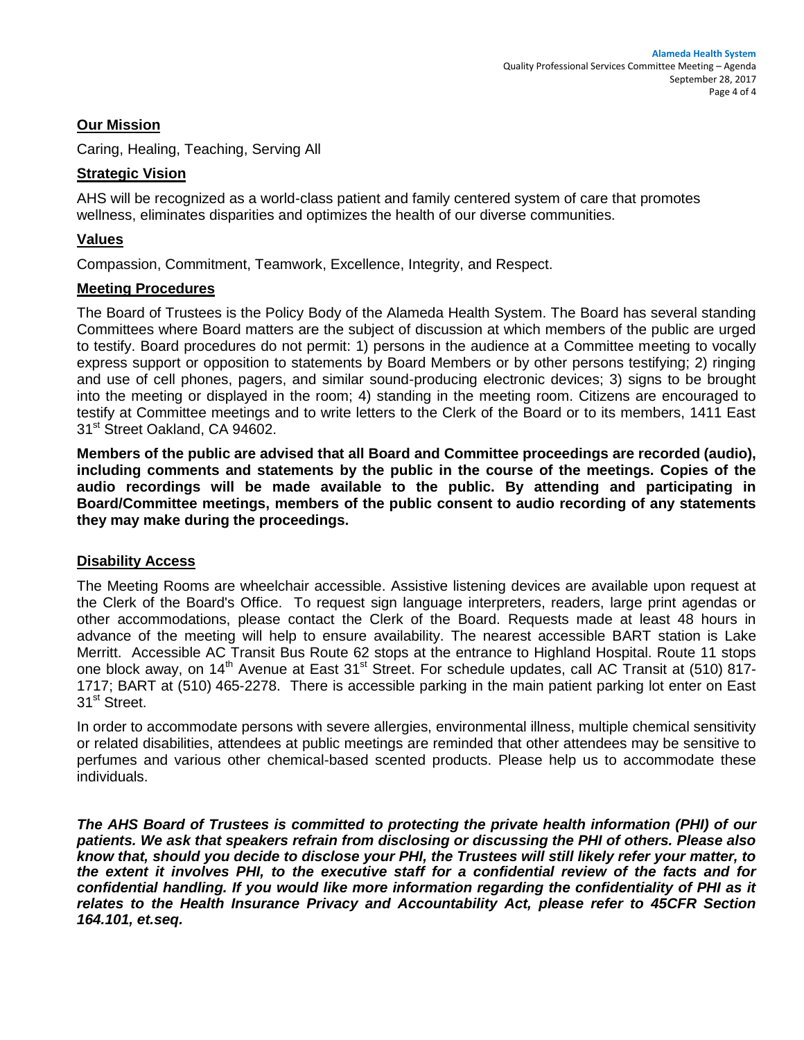## Our Mission

Caring, Healing, Teaching, Serving All

## Strategic Vision

AHS will be recognized as a world-class patient and family centered system of care that promotes wellness, eliminates disparities and optimizes the health of our diverse communities.

## Values

Compassion, Commitment, Teamwork, Excellence, Integrity, and Respect.

## Meeting Procedures

The Board of Trustees is the Policy Body of the Alameda Health System. The Board has several standing Committees where Board matters are the subject of discussion at which members of the public are urged to testify. Board procedures do not permit: 1) persons in the audience at a Committee meeting to vocally express support or opposition to statements by Board Members or by other persons testifying; 2) ringing and use of cell phones, pagers, and similar sound-producing electronic devices; 3) signs to be brought into the meeting or displayed in the room; 4) standing in the meeting room. Citizens are encouraged to testify at Committee meetings and to write letters to the Clerk of the Board or to its members, 1411 East 31st Street Oakland, CA 94602.

**Members of the public are advised that all Board and Committee proceedings are recorded (audio), including comments and statements by the public in the course of the meetings. Copies of the audio recordings will be made available to the public. By attending and participating in Board/Committee meetings, members of the public consent to audio recording of any statements they may make during the proceedings.**

## Disability Access

The Meeting Rooms are wheelchair accessible. Assistive listening devices are available upon request at the Clerk of the Board's Office. To request sign language interpreters, readers, large print agendas or other accommodations, please contact the Clerk of the Board. Requests made at least 48 hours in advance of the meeting will help to ensure availability. The nearest accessible BART station is Lake Merritt. Accessible AC Transit Bus Route 62 stops at the entrance to Highland Hospital. Route 11 stops one block away, on 14th Avenue at East 31st Street. For schedule updates, call AC Transit at (510) 817-1717; BART at (510) 465-2278. There is accessible parking in the main patient parking lot enter on East 31st Street.

In order to accommodate persons with severe allergies, environmental illness, multiple chemical sensitivity or related disabilities, attendees at public meetings are reminded that other attendees may be sensitive to perfumes and various other chemical-based scented products. Please help us to accommodate these individuals.

***The AHS Board of Trustees is committed to protecting the private health information (PHI) of our patients. We ask that speakers refrain from disclosing or discussing the PHI of others. Please also know that, should you decide to disclose your PHI, the Trustees will still likely refer your matter, to the extent it involves PHI, to the executive staff for a confidential review of the facts and for confidential handling. If you would like more information regarding the confidentiality of PHI as it relates to the Health Insurance Privacy and Accountability Act, please refer to 45CFR Section 164.101, et.seq.***